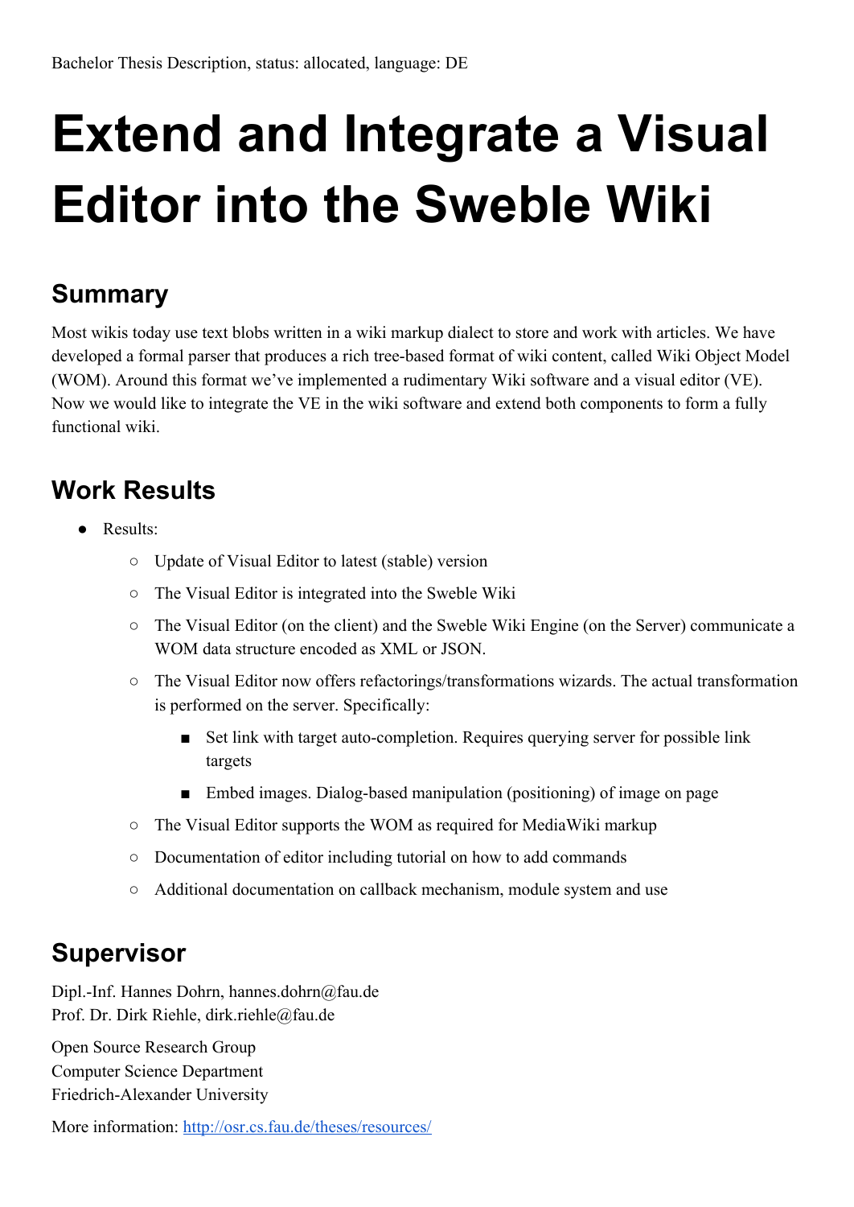Bachelor Thesis Description, status: allocated, language: DE

# Extend and Integrate a Visual Editor into the Sweble Wiki

## Summary

Most wikis today use text blobs written in a wiki markup dialect to store and work with articles. We have developed a formal parser that produces a rich tree-based format of wiki content, called Wiki Object Model (WOM). Around this format we've implemented a rudimentary Wiki software and a visual editor (VE). Now we would like to integrate the VE in the wiki software and extend both components to form a fully functional wiki.

## Work Results

- Results:
  - Update of Visual Editor to latest (stable) version
  - The Visual Editor is integrated into the Sweble Wiki
  - The Visual Editor (on the client) and the Sweble Wiki Engine (on the Server) communicate a WOM data structure encoded as XML or JSON.
  - The Visual Editor now offers refactorings/transformations wizards. The actual transformation is performed on the server. Specifically:
    - Set link with target auto-completion. Requires querying server for possible link targets
    - Embed images. Dialog-based manipulation (positioning) of image on page
  - The Visual Editor supports the WOM as required for MediaWiki markup
  - Documentation of editor including tutorial on how to add commands
  - Additional documentation on callback mechanism, module system and use

## Supervisor

Dipl.-Inf. Hannes Dohrn, hannes.dohrn@fau.de
Prof. Dr. Dirk Riehle, dirk.riehle@fau.de

Open Source Research Group
Computer Science Department
Friedrich-Alexander University

More information: [http://osr.cs.fau.de/theses/resources/](http://osr.cs.fau.de/theses/resources/)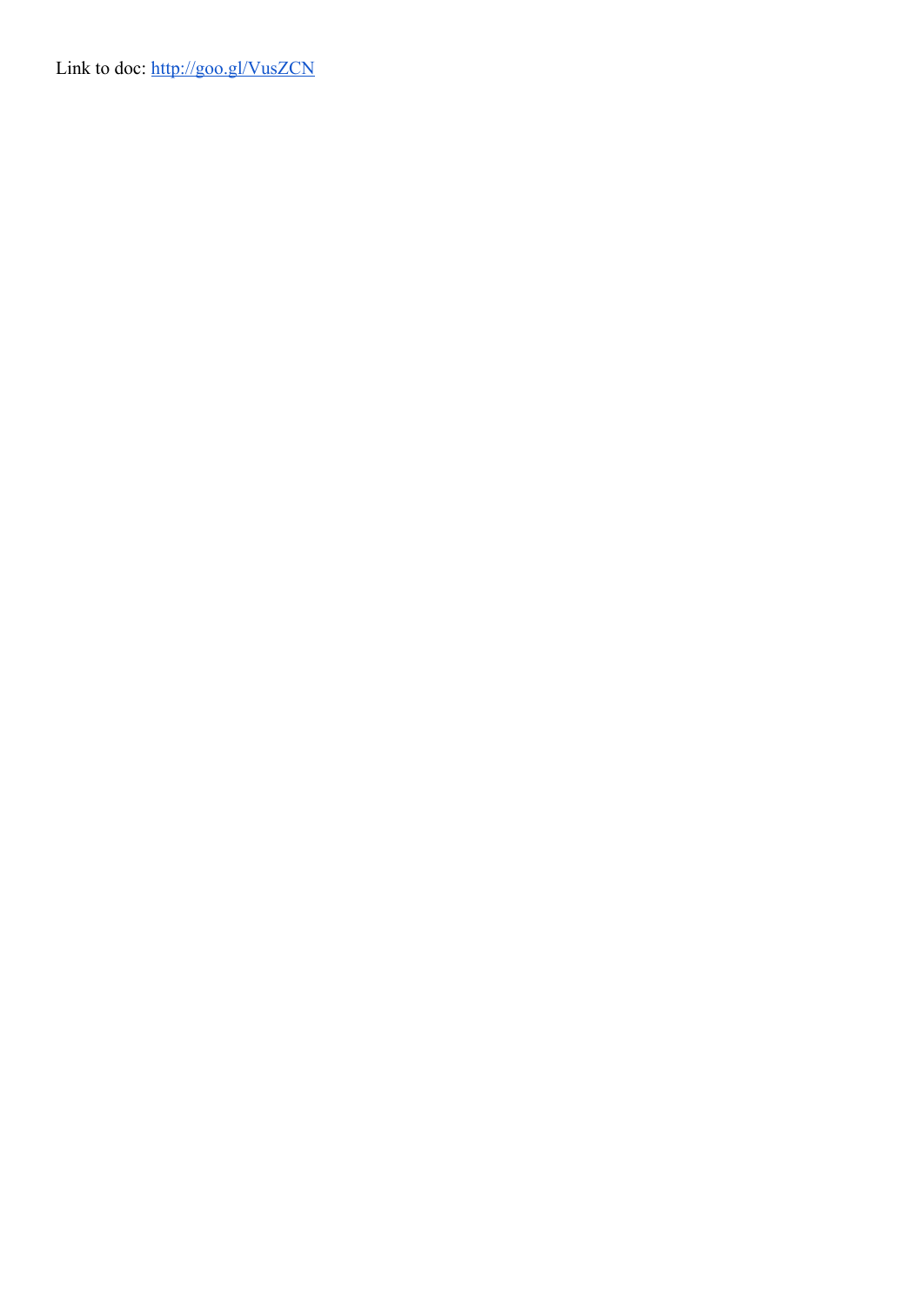Link to doc: [http://goo.gl/VusZCN](http://goo.gl/VusZCN)